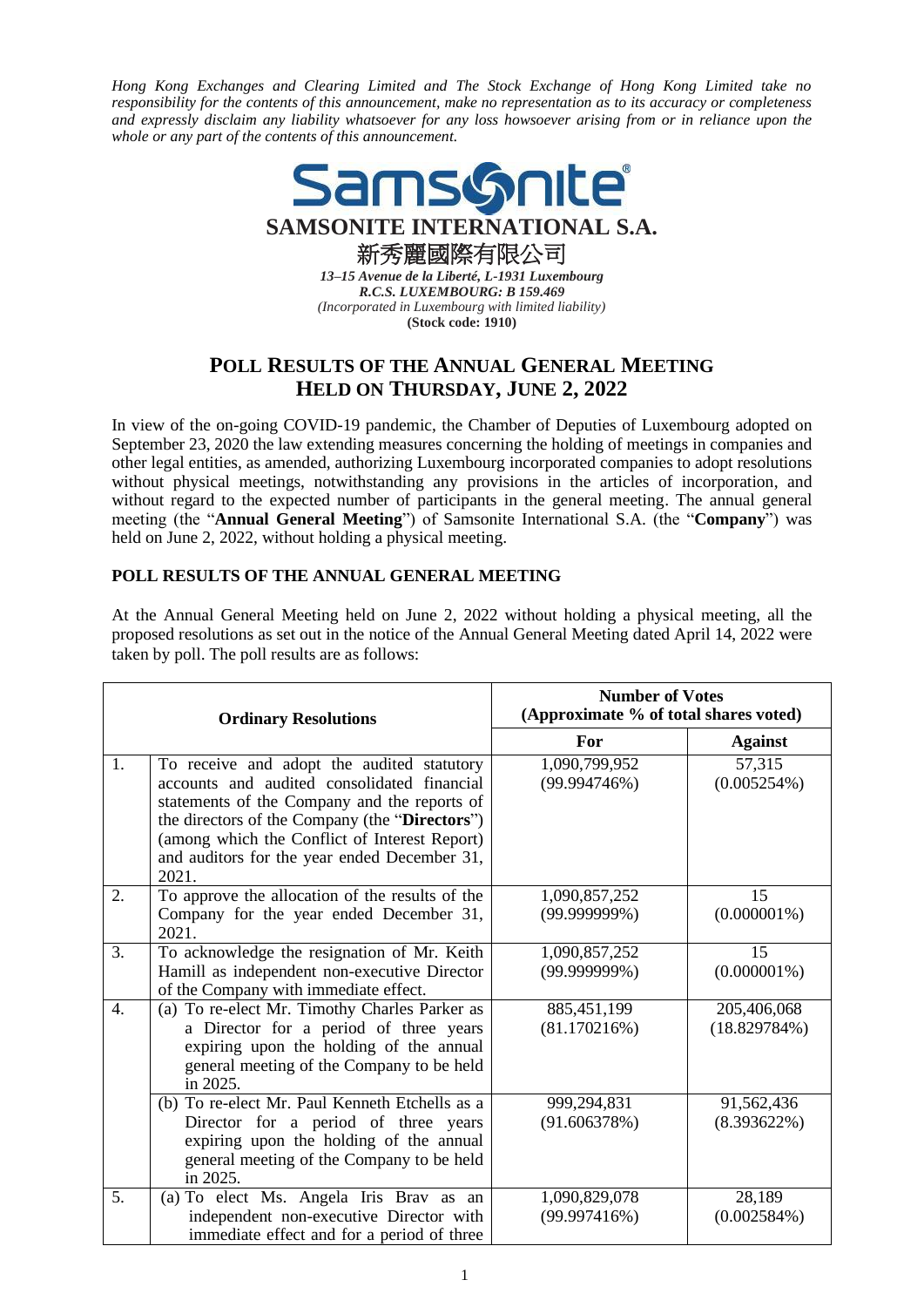*Hong Kong Exchanges and Clearing Limited and The Stock Exchange of Hong Kong Limited take no responsibility for the contents of this announcement, make no representation as to its accuracy or completeness and expressly disclaim any liability whatsoever for any loss howsoever arising from or in reliance upon the whole or any part of the contents of this announcement.*

**SAMSONITE INTERNATIONAL S.A.**

新秀麗國際有限公司

*13–15 Avenue de la Liberté, L-1931 Luxembourg*
*R.C.S. LUXEMBOURG: B 159.469*
*(Incorporated in Luxembourg with limited liability)*
**(Stock code: 1910)**

# POLL RESULTS OF THE ANNUAL GENERAL MEETING HELD ON THURSDAY, JUNE 2, 2022

In view of the on-going COVID-19 pandemic, the Chamber of Deputies of Luxembourg adopted on September 23, 2020 the law extending measures concerning the holding of meetings in companies and other legal entities, as amended, authorizing Luxembourg incorporated companies to adopt resolutions without physical meetings, notwithstanding any provisions in the articles of incorporation, and without regard to the expected number of participants in the general meeting. The annual general meeting (the "**Annual General Meeting**") of Samsonite International S.A. (the "**Company**") was held on June 2, 2022, without holding a physical meeting.

## POLL RESULTS OF THE ANNUAL GENERAL MEETING

At the Annual General Meeting held on June 2, 2022 without holding a physical meeting, all the proposed resolutions as set out in the notice of the Annual General Meeting dated April 14, 2022 were taken by poll. The poll results are as follows:

| **Ordinary Resolutions** | | **Number of Votes (Approximate % of total shares voted)** | |
|---|---|---|---|
| | | **For** | **Against** |
| 1. | To receive and adopt the audited statutory accounts and audited consolidated financial statements of the Company and the reports of the directors of the Company (the "**Directors**") (among which the Conflict of Interest Report) and auditors for the year ended December 31, 2021. | 1,090,799,952 (99.994746%) | 57,315 (0.005254%) |
| 2. | To approve the allocation of the results of the Company for the year ended December 31, 2021. | 1,090,857,252 (99.999999%) | 15 (0.000001%) |
| 3. | To acknowledge the resignation of Mr. Keith Hamill as independent non-executive Director of the Company with immediate effect. | 1,090,857,252 (99.999999%) | 15 (0.000001%) |
| 4. | (a) To re-elect Mr. Timothy Charles Parker as a Director for a period of three years expiring upon the holding of the annual general meeting of the Company to be held in 2025. | 885,451,199 (81.170216%) | 205,406,068 (18.829784%) |
| | (b) To re-elect Mr. Paul Kenneth Etchells as a Director for a period of three years expiring upon the holding of the annual general meeting of the Company to be held in 2025. | 999,294,831 (91.606378%) | 91,562,436 (8.393622%) |
| 5. | (a) To elect Ms. Angela Iris Brav as an independent non-executive Director with immediate effect and for a period of three | 1,090,829,078 (99.997416%) | 28,189 (0.002584%) |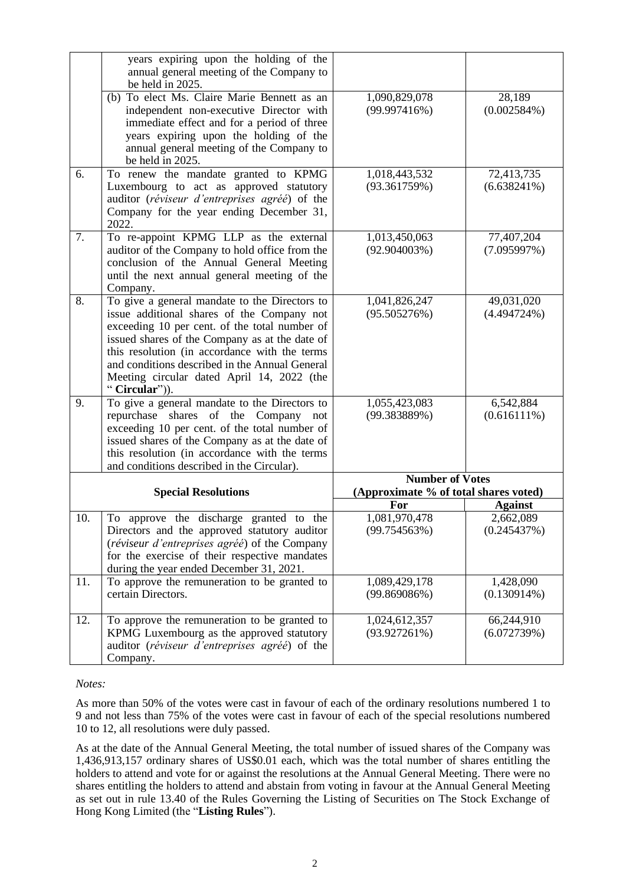| | | | |
|---|---|---|---|
| | years expiring upon the holding of the annual general meeting of the Company to be held in 2025. | | |
| | (b) To elect Ms. Claire Marie Bennett as an independent non-executive Director with immediate effect and for a period of three years expiring upon the holding of the annual general meeting of the Company to be held in 2025. | 1,090,829,078 (99.997416%) | 28,189 (0.002584%) |
| 6. | To renew the mandate granted to KPMG Luxembourg to act as approved statutory auditor (*réviseur d'entreprises agréé*) of the Company for the year ending December 31, 2022. | 1,018,443,532 (93.361759%) | 72,413,735 (6.638241%) |
| 7. | To re-appoint KPMG LLP as the external auditor of the Company to hold office from the conclusion of the Annual General Meeting until the next annual general meeting of the Company. | 1,013,450,063 (92.904003%) | 77,407,204 (7.095997%) |
| 8. | To give a general mandate to the Directors to issue additional shares of the Company not exceeding 10 per cent. of the total number of issued shares of the Company as at the date of this resolution (in accordance with the terms and conditions described in the Annual General Meeting circular dated April 14, 2022 (the "**Circular**")). | 1,041,826,247 (95.505276%) | 49,031,020 (4.494724%) |
| 9. | To give a general mandate to the Directors to repurchase shares of the Company not exceeding 10 per cent. of the total number of issued shares of the Company as at the date of this resolution (in accordance with the terms and conditions described in the Circular). | 1,055,423,083 (99.383889%) | 6,542,884 (0.616111%) |
| **Special Resolutions** | | **Number of Votes (Approximate % of total shares voted)** | |
| | | **For** | **Against** |
| 10. | To approve the discharge granted to the Directors and the approved statutory auditor (*réviseur d'entreprises agréé*) of the Company for the exercise of their respective mandates during the year ended December 31, 2021. | 1,081,970,478 (99.754563%) | 2,662,089 (0.245437%) |
| 11. | To approve the remuneration to be granted to certain Directors. | 1,089,429,178 (99.869086%) | 1,428,090 (0.130914%) |
| 12. | To approve the remuneration to be granted to KPMG Luxembourg as the approved statutory auditor (*réviseur d'entreprises agréé*) of the Company. | 1,024,612,357 (93.927261%) | 66,244,910 (6.072739%) |

*Notes:*

As more than 50% of the votes were cast in favour of each of the ordinary resolutions numbered 1 to 9 and not less than 75% of the votes were cast in favour of each of the special resolutions numbered 10 to 12, all resolutions were duly passed.

As at the date of the Annual General Meeting, the total number of issued shares of the Company was 1,436,913,157 ordinary shares of US$0.01 each, which was the total number of shares entitling the holders to attend and vote for or against the resolutions at the Annual General Meeting. There were no shares entitling the holders to attend and abstain from voting in favour at the Annual General Meeting as set out in rule 13.40 of the Rules Governing the Listing of Securities on The Stock Exchange of Hong Kong Limited (the "**Listing Rules**").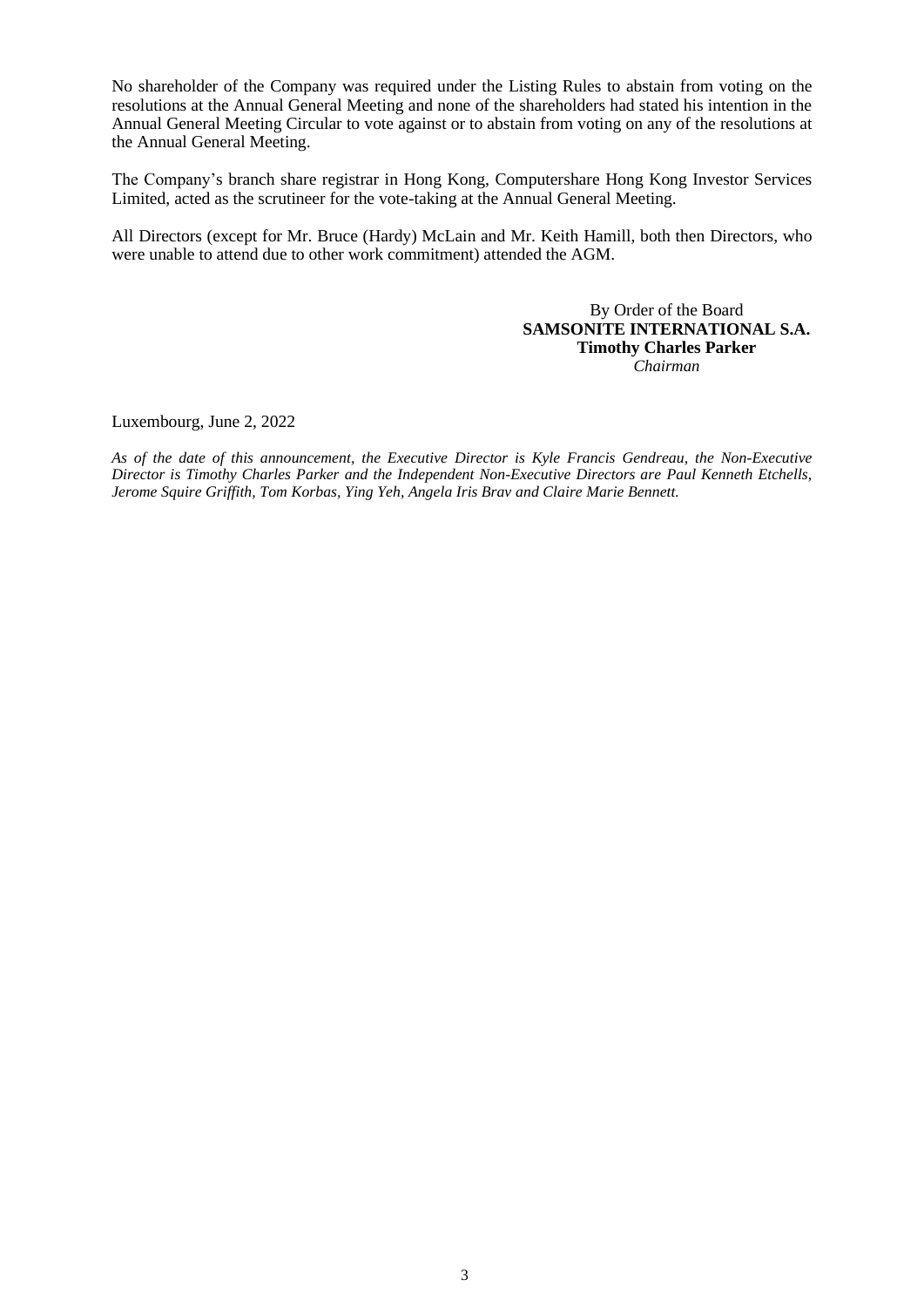No shareholder of the Company was required under the Listing Rules to abstain from voting on the resolutions at the Annual General Meeting and none of the shareholders had stated his intention in the Annual General Meeting Circular to vote against or to abstain from voting on any of the resolutions at the Annual General Meeting.

The Company's branch share registrar in Hong Kong, Computershare Hong Kong Investor Services Limited, acted as the scrutineer for the vote-taking at the Annual General Meeting.

All Directors (except for Mr. Bruce (Hardy) McLain and Mr. Keith Hamill, both then Directors, who were unable to attend due to other work commitment) attended the AGM.

By Order of the Board
**SAMSONITE INTERNATIONAL S.A.**
**Timothy Charles Parker**
*Chairman*

Luxembourg, June 2, 2022

*As of the date of this announcement, the Executive Director is Kyle Francis Gendreau, the Non-Executive Director is Timothy Charles Parker and the Independent Non-Executive Directors are Paul Kenneth Etchells, Jerome Squire Griffith, Tom Korbas, Ying Yeh, Angela Iris Brav and Claire Marie Bennett.*